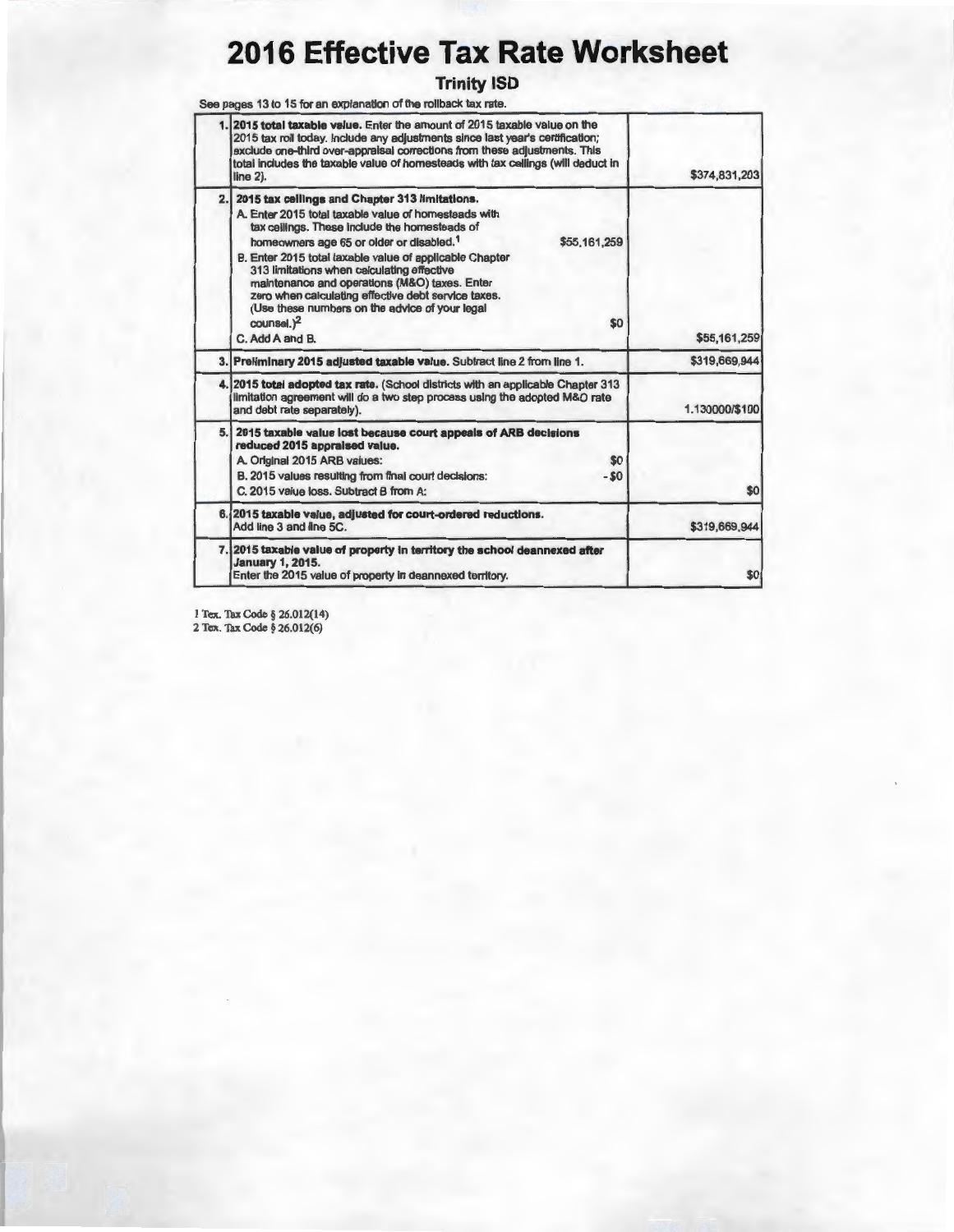# 2016 Effective Tax Rate Worksheet

## Trinity ISD

See pages 13 to 15 for an explanation of the rollback tax rate.

| | | |
|---|---|---|
| 1. | **2015 total taxable value.** Enter the amount of 2015 taxable value on the 2015 tax roll today. Include any adjustments since last year's certification; exclude one-third over-appraisal corrections from these adjustments. This total includes the taxable value of homesteads with tax ceilings (will deduct in line 2). | $374,831,203 |
| 2. | **2015 tax ceilings and Chapter 313 limitations.**<br>A. Enter 2015 total taxable value of homesteads with tax ceilings. These include the homesteads of homeowners age 65 or older or disabled.[1] $55,161,259<br>B. Enter 2015 total taxable value of applicable Chapter 313 limitations when calculating effective maintenance and operations (M&O) taxes. Enter zero when calculating effective debt service taxes. (Use these numbers on the advice of your legal counsel.)[2] $0<br>C. Add A and B. | $55,161,259 |
| 3. | **Preliminary 2015 adjusted taxable value.** Subtract line 2 from line 1. | $319,669,944 |
| 4. | **2015 total adopted tax rate.** (School districts with an applicable Chapter 313 limitation agreement will do a two step process using the adopted M&O rate and debt rate separately). | 1.130000/$100 |
| 5. | **2015 taxable value lost because court appeals of ARB decisions reduced 2015 appraised value.**<br>A. Original 2015 ARB values: $0<br>B. 2015 values resulting from final court decisions: - $0<br>C. 2015 value loss. Subtract B from A: | $0 |
| 6. | **2015 taxable value, adjusted for court-ordered reductions.** Add line 3 and line 5C. | $319,669,944 |
| 7. | **2015 taxable value of property in territory the school deannexed after January 1, 2015.** Enter the 2015 value of property in deannexed territory. | $0 |

1 Tex. Tax Code § 26.012(14)
2 Tex. Tax Code § 26.012(6)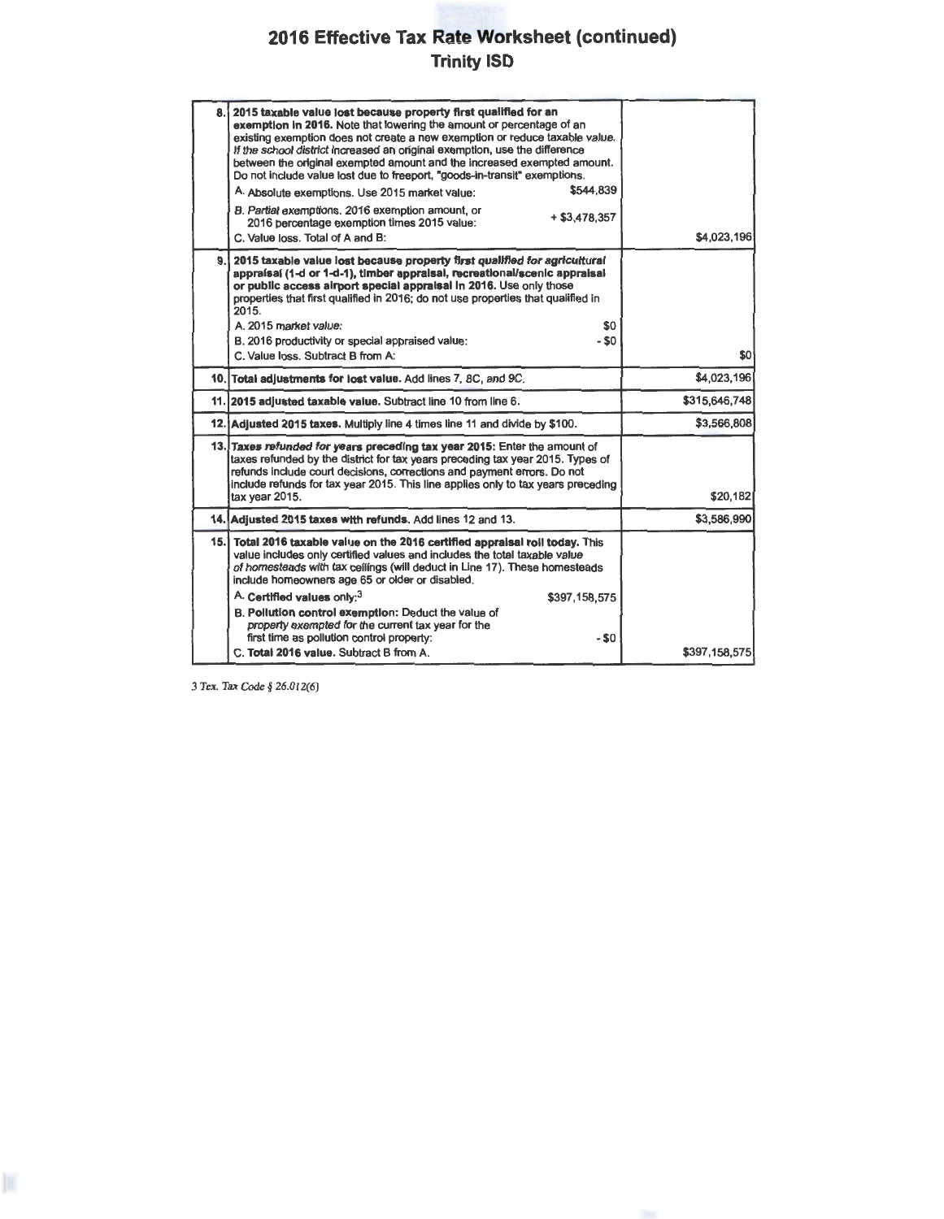# 2016 Effective Tax Rate Worksheet (continued)
## Trinity ISD

| Line | Description | Amount |
|---|---|---|
| 8. | **2015 taxable value lost because property first qualified for an exemption in 2016.** Note that lowering the amount or percentage of an existing exemption does not create a new exemption or reduce taxable value. If the school district increased an original exemption, use the difference between the original exempted amount and the increased exempted amount. Do not include value lost due to freeport, "goods-in-transit" exemptions.<br>A. Absolute exemptions. Use 2015 market value: $544,839<br>B. Partial exemptions. 2016 exemption amount, or 2016 percentage exemption times 2015 value: + $3,478,357<br>C. Value loss. Total of A and B: | $4,023,196 |
| 9. | **2015 taxable value lost because property first qualified for agricultural appraisal (1-d or 1-d-1), timber appraisal, recreational/scenic appraisal or public access airport special appraisal in 2016.** Use only those properties that first qualified in 2016; do not use properties that qualified in 2015.<br>A. 2015 market value: $0<br>B. 2016 productivity or special appraised value: - $0<br>C. Value loss. Subtract B from A: | $0 |
| 10. | **Total adjustments for lost value.** Add lines 7, 8C, and 9C. | $4,023,196 |
| 11. | **2015 adjusted taxable value.** Subtract line 10 from line 6. | $315,646,748 |
| 12. | **Adjusted 2015 taxes.** Multiply line 4 times line 11 and divide by $100. | $3,566,808 |
| 13. | **Taxes refunded for years preceding tax year 2015:** Enter the amount of taxes refunded by the district for tax years preceding tax year 2015. Types of refunds include court decisions, corrections and payment errors. Do not include refunds for tax year 2015. This line applies only to tax years preceding tax year 2015. | $20,182 |
| 14. | **Adjusted 2015 taxes with refunds.** Add lines 12 and 13. | $3,586,990 |
| 15. | **Total 2016 taxable value on the 2016 certified appraisal roll today.** This value includes only certified values and includes the total taxable value of homesteads with tax ceilings (will deduct in Line 17). These homesteads include homeowners age 65 or older or disabled.<br>A. **Certified values only:**[3] $397,158,575<br>B. **Pollution control exemption:** Deduct the value of property exempted for the current tax year for the first time as pollution control property: - $0<br>C. **Total 2016 value.** Subtract B from A. | $397,158,575 |

3 Tex. Tax Code § 26.012(6)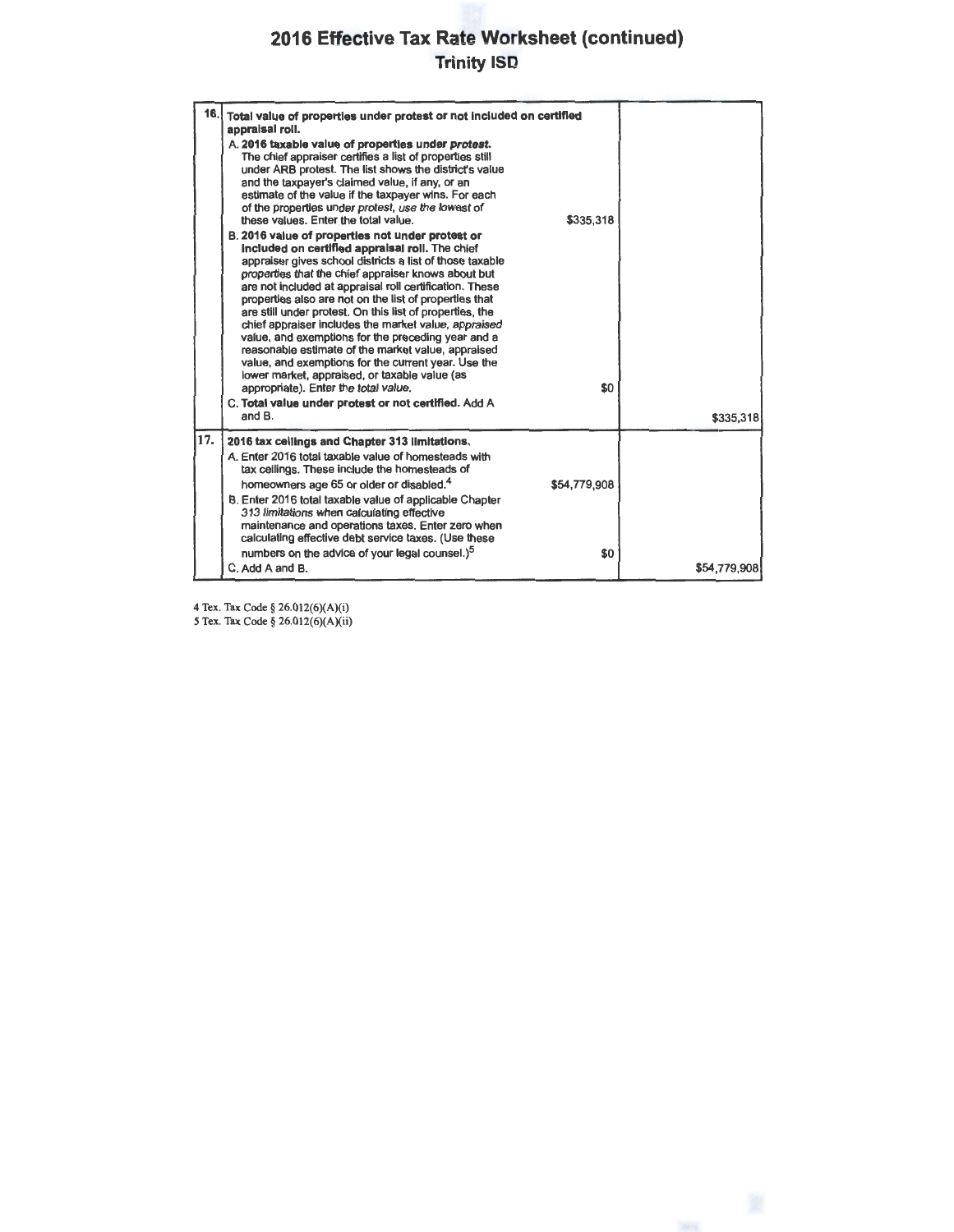# 2016 Effective Tax Rate Worksheet (continued)
## Trinity ISD

| | | | |
|---|---|---|---|
| 16. | **Total value of properties under protest or not included on certified appraisal roll.** | | |
| | A. **2016 taxable value of properties under protest.** The chief appraiser certifies a list of properties still under ARB protest. The list shows the district's value and the taxpayer's claimed value, if any, or an estimate of the value if the taxpayer wins. For each of the properties under *protest, use the lowest of* these values. Enter the total value. | $335,318 | |
| | B. **2016 value of properties not under protest or included on certified appraisal roll.** The chief appraiser gives school districts a list of those taxable properties that the chief appraiser knows about but are not included at appraisal roll certification. These properties also are not on the list of properties that are still under protest. On this list of properties, the chief appraiser includes the market value, appraised value, and exemptions for the preceding year and a reasonable estimate of the market value, appraised value, and exemptions for the current year. Use the lower market, appraised, or taxable value (as appropriate). Enter the *total value.* | $0 | |
| | C. **Total value under protest or not certified.** Add A and B. | | $335,318 |
| 17. | **2016 tax ceilings and Chapter 313 limitations.** | | |
| | A. Enter 2016 total taxable value of homesteads with tax ceilings. These include the homesteads of homeowners age 65 or older or disabled.[4] | $54,779,908 | |
| | B. Enter 2016 total taxable value of applicable Chapter *313 limitations* when calculating effective maintenance and operations taxes. Enter zero when calculating effective debt service taxes. (Use these numbers on the advice of your legal counsel.)[5] | $0 | |
| | C. Add A and B. | | $54,779,908 |

4 Tex. Tax Code § 26.012(6)(A)(i)
5 Tex. Tax Code § 26.012(6)(A)(ii)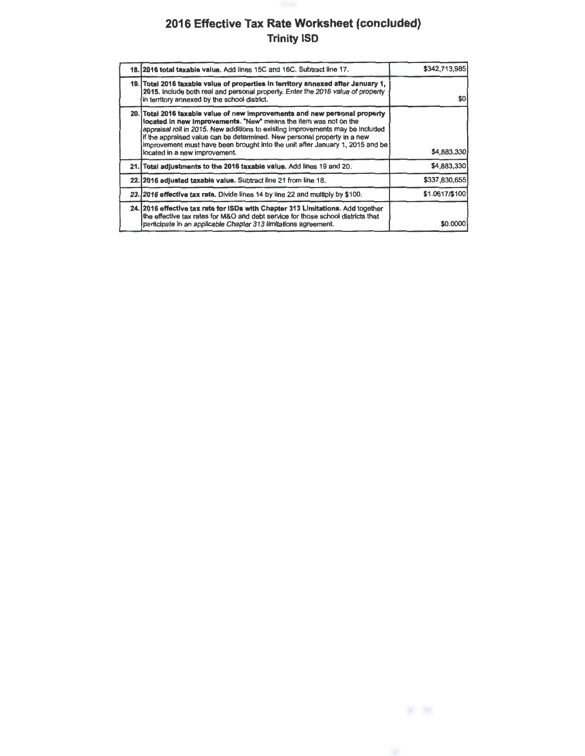# 2016 Effective Tax Rate Worksheet (concluded)
## Trinity ISD

| | | |
|---|---|---|
| 18. | **2016 total taxable value.** Add lines 15C and 16C. Subtract line 17. | $342,713,985 |
| 19. | **Total 2016 taxable value of properties in territory annexed after January 1, 2015.** Include both real and personal property. *Enter the 2016 value of property in territory annexed by the school district.* | $0 |
| 20. | **Total 2016 taxable value of new improvements and new personal property located in new improvements.** "New" means the item was not on the *appraisal roll in 2015.* New additions to existing improvements may be included if the appraised value can be determined. New personal property in a new improvement must have been brought into the unit after January 1, 2015 and be located in a new improvement. | $4,883,330 |
| 21. | **Total adjustments to the 2016 taxable value.** Add lines 19 and 20. | $4,883,330 |
| 22. | **2016 adjusted taxable value.** Subtract line 21 from line 18. | $337,830,655 |
| *23.* | ***2016 effective tax rate.*** Divide lines 14 by line 22 and multiply by $100. | $1.0617/$100 |
| 24. | **2016 effective tax rate for ISDs with Chapter 313 Limitations.** Add together the effective tax rates for M&O and debt service for those school districts that *participate in an applicable Chapter 313 limitations* agreement. | $0.0000 |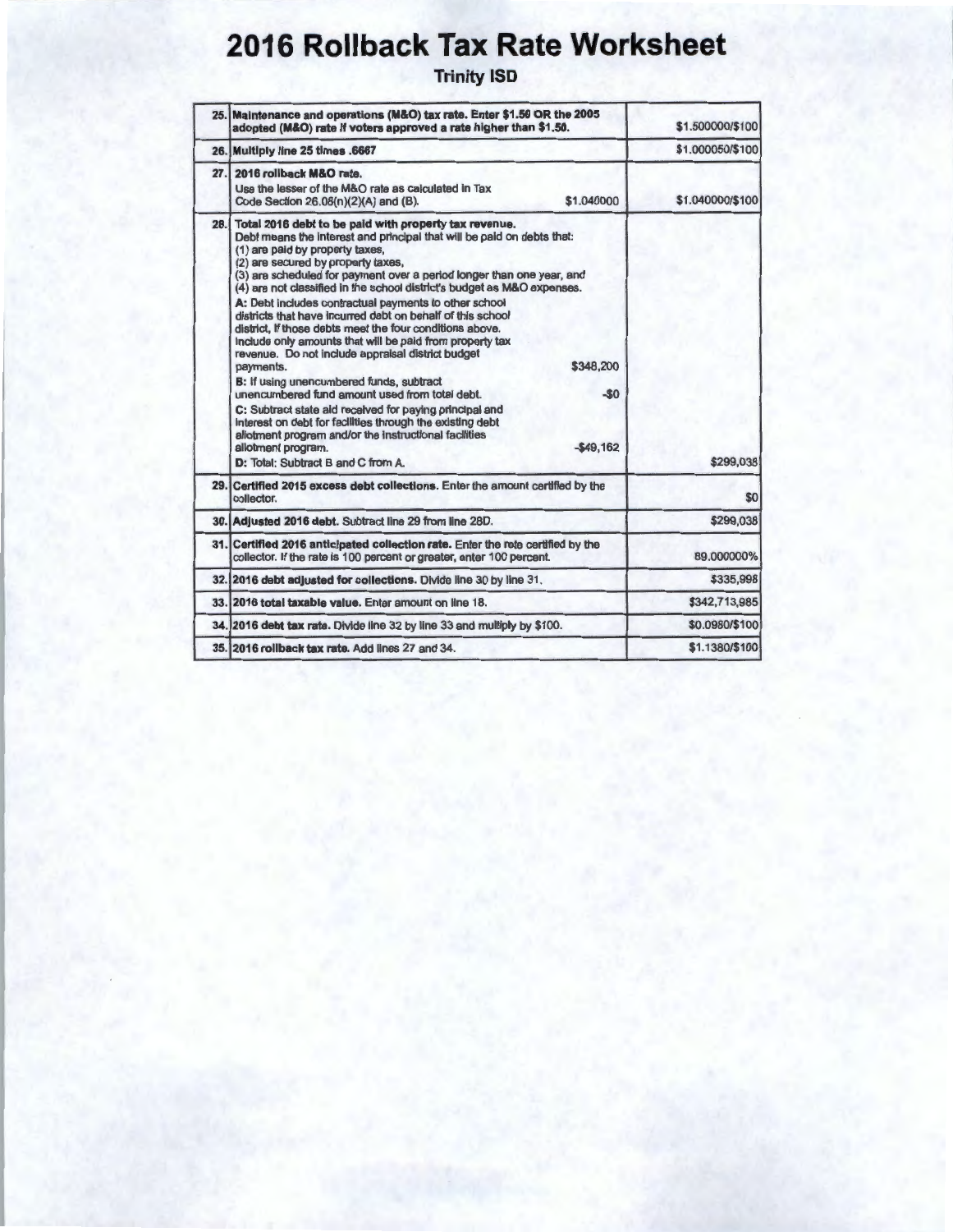# 2016 Rollback Tax Rate Worksheet

## Trinity ISD

| | | |
|---|---|---|
| 25. | **Maintenance and operations (M&O) tax rate. Enter $1.50 OR the 2005 adopted (M&O) rate if voters approved a rate higher than $1.50.** | $1.500000/$100 |
| 26. | **Multiply line 25 times .6667** | $1.000050/$100 |
| 27. | **2016 rollback M&O rate.**<br>Use the lesser of the M&O rate as calculated in Tax Code Section 26.08(n)(2)(A) and (B). $1.040000 | $1.040000/$100 |
| 28. | **Total 2016 debt to be paid with property tax revenue.**<br>Debt means the interest and principal that will be paid on debts that:<br>(1) are paid by property taxes,<br>(2) are secured by property taxes,<br>(3) are scheduled for payment over a period longer than one year, and<br>(4) are not classified in the school district's budget as M&O expenses.<br>**A:** Debt includes contractual payments to other school districts that have incurred debt on behalf of this school district, if those debts meet the four conditions above. Include only amounts that will be paid from property tax revenue. Do not include appraisal district budget payments. $348,200<br>**B:** If using unencumbered funds, subtract unencumbered fund amount used from total debt. -$0<br>**C:** Subtract state aid received for paying principal and interest on debt for facilities through the existing debt allotment program and/or the instructional facilities allotment program. -$49,162<br>**D:** Total: Subtract B and C from A. | $299,038 |
| 29. | **Certified 2015 excess debt collections.** Enter the amount certified by the collector. | $0 |
| 30. | **Adjusted 2016 debt.** Subtract line 29 from line 28D. | $299,038 |
| 31. | **Certified 2016 anticipated collection rate.** Enter the rate certified by the collector. If the rate is 100 percent or greater, enter 100 percent. | 89.000000% |
| 32. | **2016 debt adjusted for collections.** Divide line 30 by line 31. | $335,998 |
| 33. | **2016 total taxable value.** Enter amount on line 18. | $342,713,985 |
| 34. | **2016 debt tax rate.** Divide line 32 by line 33 and multiply by $100. | $0.0980/$100 |
| 35. | **2016 rollback tax rate.** Add lines 27 and 34. | $1.1380/$100 |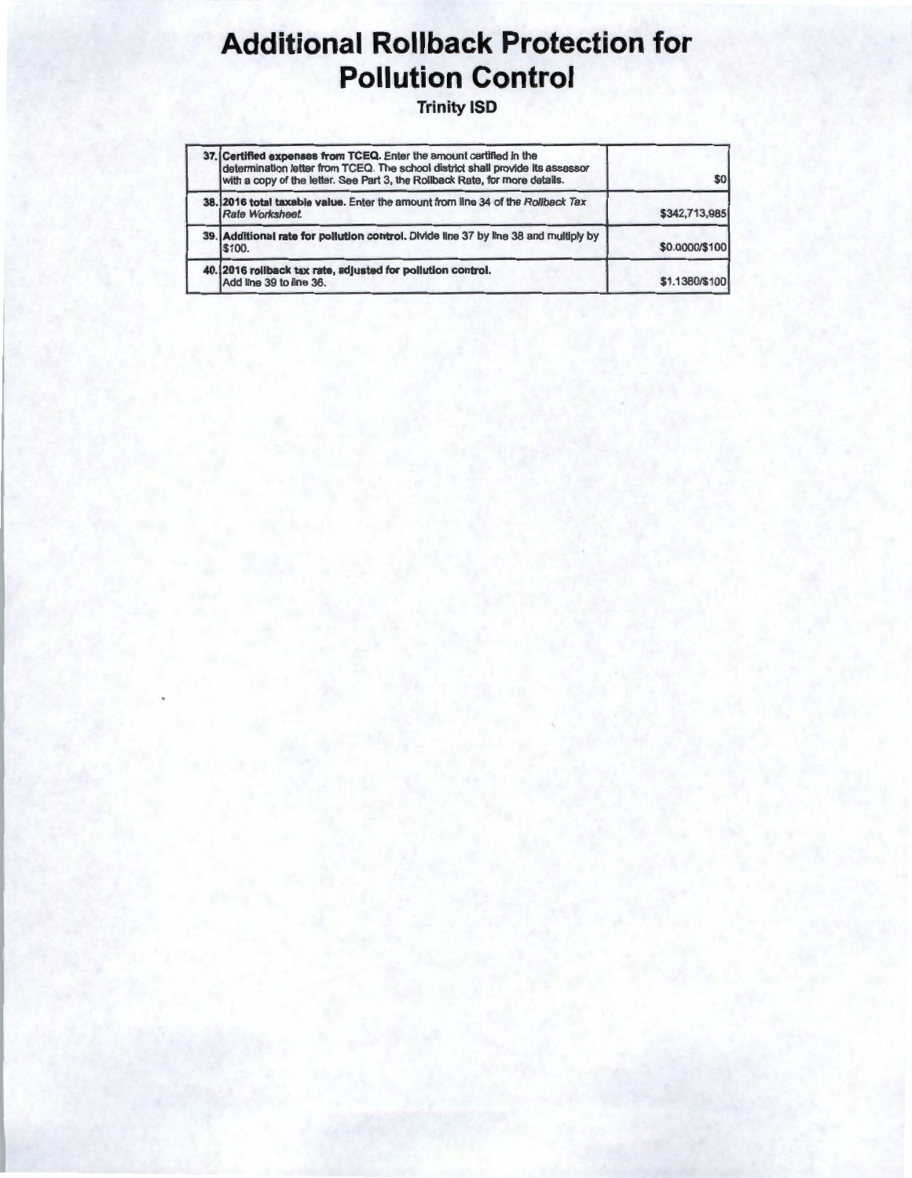# Additional Rollback Protection for Pollution Control

**Trinity ISD**

| | | |
|---|---|---|
| 37. | **Certified expenses from TCEQ.** Enter the amount certified in the determination letter from TCEQ. The school district shall provide its assessor with a copy of the letter. See Part 3, the Rollback Rate, for more details. | $0 |
| 38. | **2016 total taxable value.** Enter the amount from line 34 of the *Rollback Tax Rate Worksheet.* | $342,713,985 |
| 39. | **Additional rate for pollution control.** Divide line 37 by line 38 and multiply by $100. | $0.0000/$100 |
| 40. | **2016 rollback tax rate, adjusted for pollution control.** Add line 39 to line 36. | $1.1380/$100 |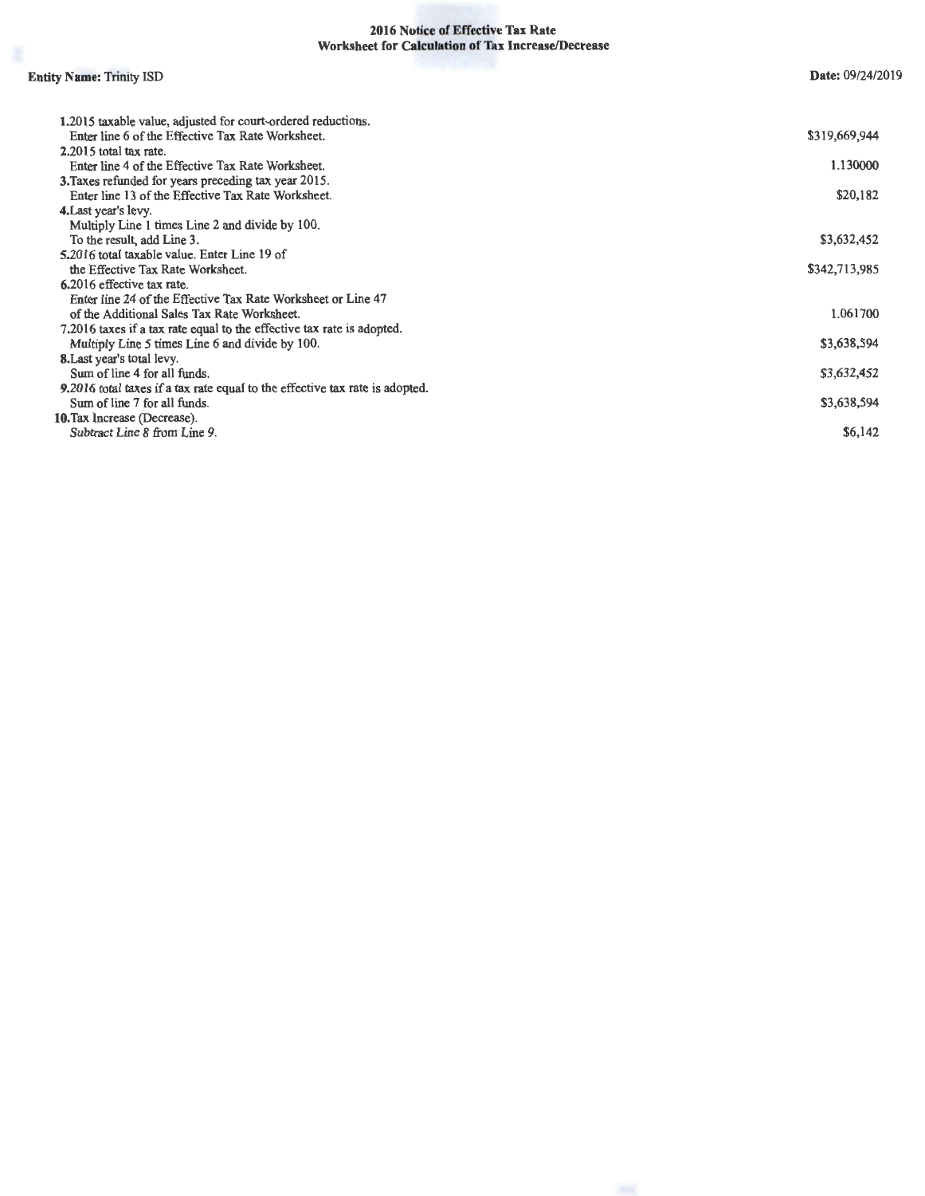# 2016 Notice of Effective Tax Rate
## Worksheet for Calculation of Tax Increase/Decrease

**Entity Name:** Trinity ISD

**Date:** 09/24/2019

| | |
|---|---|
| **1.** 2015 taxable value, adjusted for court-ordered reductions.<br>Enter line 6 of the Effective Tax Rate Worksheet. | $319,669,944 |
| **2.** 2015 total tax rate.<br>Enter line 4 of the Effective Tax Rate Worksheet. | 1.130000 |
| **3.** Taxes refunded for years preceding tax year 2015.<br>Enter line 13 of the Effective Tax Rate Worksheet. | $20,182 |
| **4.** Last year's levy.<br>Multiply Line 1 times Line 2 and divide by 100.<br>To the result, add Line 3. | $3,632,452 |
| **5.** 2016 total taxable value. Enter Line 19 of<br>the Effective Tax Rate Worksheet. | $342,713,985 |
| **6.** 2016 effective tax rate.<br>Enter line 24 of the Effective Tax Rate Worksheet or Line 47<br>of the Additional Sales Tax Rate Worksheet. | 1.061700 |
| **7.** 2016 taxes if a tax rate equal to the effective tax rate is adopted.<br>Multiply Line 5 times Line 6 and divide by 100. | $3,638,594 |
| **8.** Last year's total levy.<br>Sum of line 4 for all funds. | $3,632,452 |
| **9.** 2016 total taxes if a tax rate equal to the effective tax rate is adopted.<br>Sum of line 7 for all funds. | $3,638,594 |
| **10.** Tax Increase (Decrease).<br>*Subtract Line 8 from Line 9.* | $6,142 |